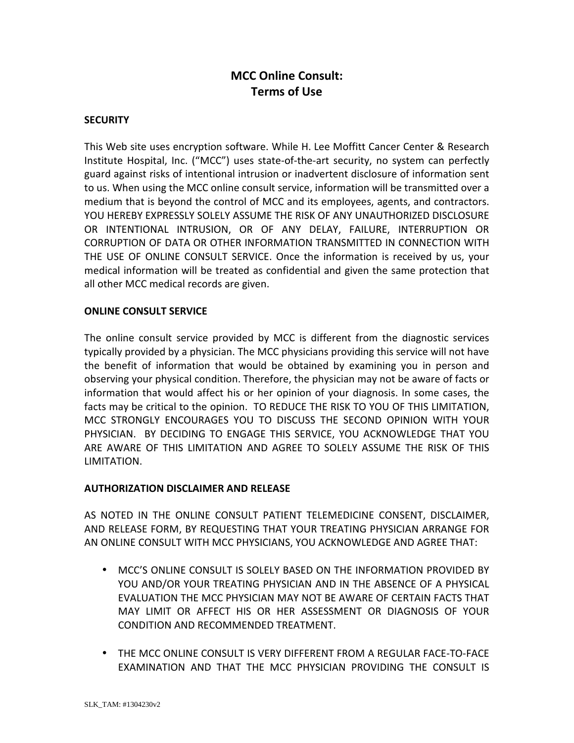# MCC Online Consult:
# Terms of Use

**SECURITY**

This Web site uses encryption software. While H. Lee Moffitt Cancer Center & Research Institute Hospital, Inc. ("MCC") uses state-of-the-art security, no system can perfectly guard against risks of intentional intrusion or inadvertent disclosure of information sent to us. When using the MCC online consult service, information will be transmitted over a medium that is beyond the control of MCC and its employees, agents, and contractors. YOU HEREBY EXPRESSLY SOLELY ASSUME THE RISK OF ANY UNAUTHORIZED DISCLOSURE OR INTENTIONAL INTRUSION, OR OF ANY DELAY, FAILURE, INTERRUPTION OR CORRUPTION OF DATA OR OTHER INFORMATION TRANSMITTED IN CONNECTION WITH THE USE OF ONLINE CONSULT SERVICE. Once the information is received by us, your medical information will be treated as confidential and given the same protection that all other MCC medical records are given.

**ONLINE CONSULT SERVICE**

The online consult service provided by MCC is different from the diagnostic services typically provided by a physician. The MCC physicians providing this service will not have the benefit of information that would be obtained by examining you in person and observing your physical condition. Therefore, the physician may not be aware of facts or information that would affect his or her opinion of your diagnosis. In some cases, the facts may be critical to the opinion. TO REDUCE THE RISK TO YOU OF THIS LIMITATION, MCC STRONGLY ENCOURAGES YOU TO DISCUSS THE SECOND OPINION WITH YOUR PHYSICIAN. BY DECIDING TO ENGAGE THIS SERVICE, YOU ACKNOWLEDGE THAT YOU ARE AWARE OF THIS LIMITATION AND AGREE TO SOLELY ASSUME THE RISK OF THIS LIMITATION.

**AUTHORIZATION DISCLAIMER AND RELEASE**

AS NOTED IN THE ONLINE CONSULT PATIENT TELEMEDICINE CONSENT, DISCLAIMER, AND RELEASE FORM, BY REQUESTING THAT YOUR TREATING PHYSICIAN ARRANGE FOR AN ONLINE CONSULT WITH MCC PHYSICIANS, YOU ACKNOWLEDGE AND AGREE THAT:

- MCC'S ONLINE CONSULT IS SOLELY BASED ON THE INFORMATION PROVIDED BY YOU AND/OR YOUR TREATING PHYSICIAN AND IN THE ABSENCE OF A PHYSICAL EVALUATION THE MCC PHYSICIAN MAY NOT BE AWARE OF CERTAIN FACTS THAT MAY LIMIT OR AFFECT HIS OR HER ASSESSMENT OR DIAGNOSIS OF YOUR CONDITION AND RECOMMENDED TREATMENT.

- THE MCC ONLINE CONSULT IS VERY DIFFERENT FROM A REGULAR FACE-TO-FACE EXAMINATION AND THAT THE MCC PHYSICIAN PROVIDING THE CONSULT IS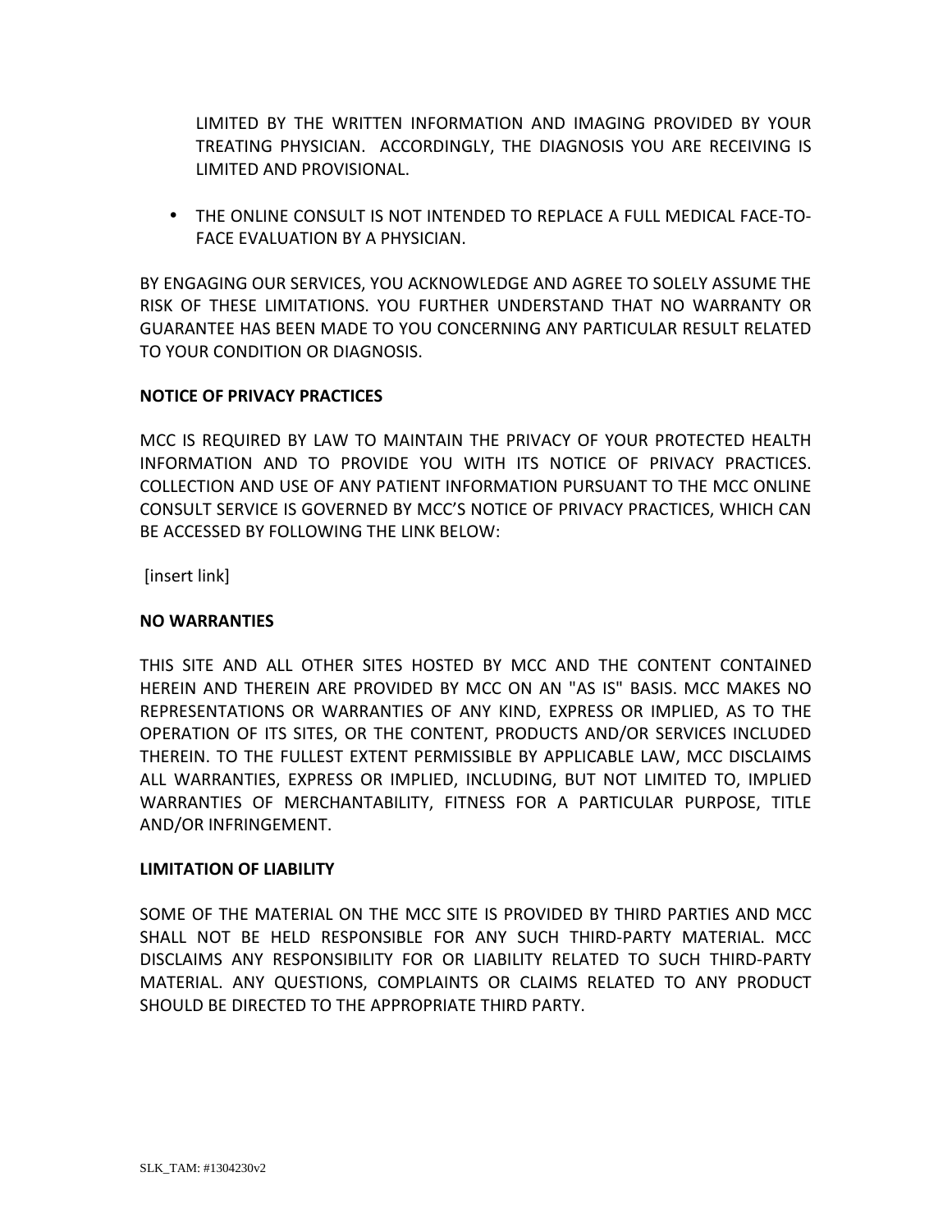LIMITED BY THE WRITTEN INFORMATION AND IMAGING PROVIDED BY YOUR TREATING PHYSICIAN. ACCORDINGLY, THE DIAGNOSIS YOU ARE RECEIVING IS LIMITED AND PROVISIONAL.

- THE ONLINE CONSULT IS NOT INTENDED TO REPLACE A FULL MEDICAL FACE-TO-FACE EVALUATION BY A PHYSICIAN.

BY ENGAGING OUR SERVICES, YOU ACKNOWLEDGE AND AGREE TO SOLELY ASSUME THE RISK OF THESE LIMITATIONS. YOU FURTHER UNDERSTAND THAT NO WARRANTY OR GUARANTEE HAS BEEN MADE TO YOU CONCERNING ANY PARTICULAR RESULT RELATED TO YOUR CONDITION OR DIAGNOSIS.

**NOTICE OF PRIVACY PRACTICES**

MCC IS REQUIRED BY LAW TO MAINTAIN THE PRIVACY OF YOUR PROTECTED HEALTH INFORMATION AND TO PROVIDE YOU WITH ITS NOTICE OF PRIVACY PRACTICES. COLLECTION AND USE OF ANY PATIENT INFORMATION PURSUANT TO THE MCC ONLINE CONSULT SERVICE IS GOVERNED BY MCC'S NOTICE OF PRIVACY PRACTICES, WHICH CAN BE ACCESSED BY FOLLOWING THE LINK BELOW:

[insert link]

**NO WARRANTIES**

THIS SITE AND ALL OTHER SITES HOSTED BY MCC AND THE CONTENT CONTAINED HEREIN AND THEREIN ARE PROVIDED BY MCC ON AN "AS IS" BASIS. MCC MAKES NO REPRESENTATIONS OR WARRANTIES OF ANY KIND, EXPRESS OR IMPLIED, AS TO THE OPERATION OF ITS SITES, OR THE CONTENT, PRODUCTS AND/OR SERVICES INCLUDED THEREIN. TO THE FULLEST EXTENT PERMISSIBLE BY APPLICABLE LAW, MCC DISCLAIMS ALL WARRANTIES, EXPRESS OR IMPLIED, INCLUDING, BUT NOT LIMITED TO, IMPLIED WARRANTIES OF MERCHANTABILITY, FITNESS FOR A PARTICULAR PURPOSE, TITLE AND/OR INFRINGEMENT.

**LIMITATION OF LIABILITY**

SOME OF THE MATERIAL ON THE MCC SITE IS PROVIDED BY THIRD PARTIES AND MCC SHALL NOT BE HELD RESPONSIBLE FOR ANY SUCH THIRD-PARTY MATERIAL. MCC DISCLAIMS ANY RESPONSIBILITY FOR OR LIABILITY RELATED TO SUCH THIRD-PARTY MATERIAL. ANY QUESTIONS, COMPLAINTS OR CLAIMS RELATED TO ANY PRODUCT SHOULD BE DIRECTED TO THE APPROPRIATE THIRD PARTY.

SLK_TAM: #1304230v2